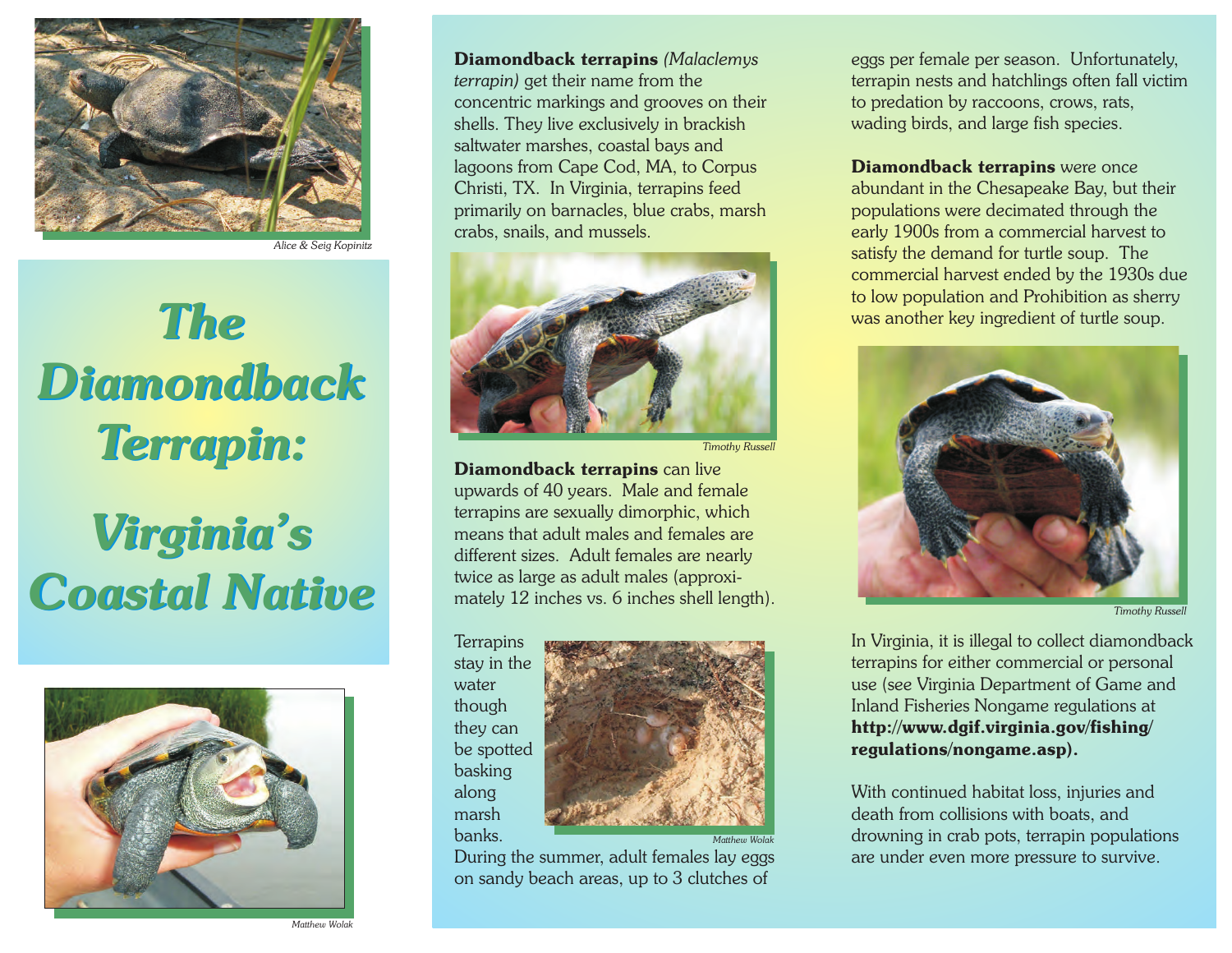Alice & Seig Kopinitz

# The Diamondback Terrapin: Virginia's Coastal Native

Matthew Wolak

**Diamondback terrapins** *(Malaclemys terrapin)* get their name from the concentric markings and grooves on their shells. They live exclusively in brackish saltwater marshes, coastal bays and lagoons from Cape Cod, MA, to Corpus Christi, TX. In Virginia, terrapins feed primarily on barnacles, blue crabs, marsh crabs, snails, and mussels.

Timothy Russell

**Diamondback terrapins** can live upwards of 40 years. Male and female terrapins are sexually dimorphic, which means that adult males and females are different sizes. Adult females are nearly twice as large as adult males (approximately 12 inches vs. 6 inches shell length).

Terrapins stay in the water though they can be spotted basking along marsh banks.

Matthew Wolak

During the summer, adult females lay eggs on sandy beach areas, up to 3 clutches of eggs per female per season. Unfortunately, terrapin nests and hatchlings often fall victim to predation by raccoons, crows, rats, wading birds, and large fish species.

**Diamondback terrapins** were once abundant in the Chesapeake Bay, but their populations were decimated through the early 1900s from a commercial harvest to satisfy the demand for turtle soup. The commercial harvest ended by the 1930s due to low population and Prohibition as sherry was another key ingredient of turtle soup.

Timothy Russell

In Virginia, it is illegal to collect diamondback terrapins for either commercial or personal use (see Virginia Department of Game and Inland Fisheries Nongame regulations at **http://www.dgif.virginia.gov/fishing/regulations/nongame.asp).**

With continued habitat loss, injuries and death from collisions with boats, and drowning in crab pots, terrapin populations are under even more pressure to survive.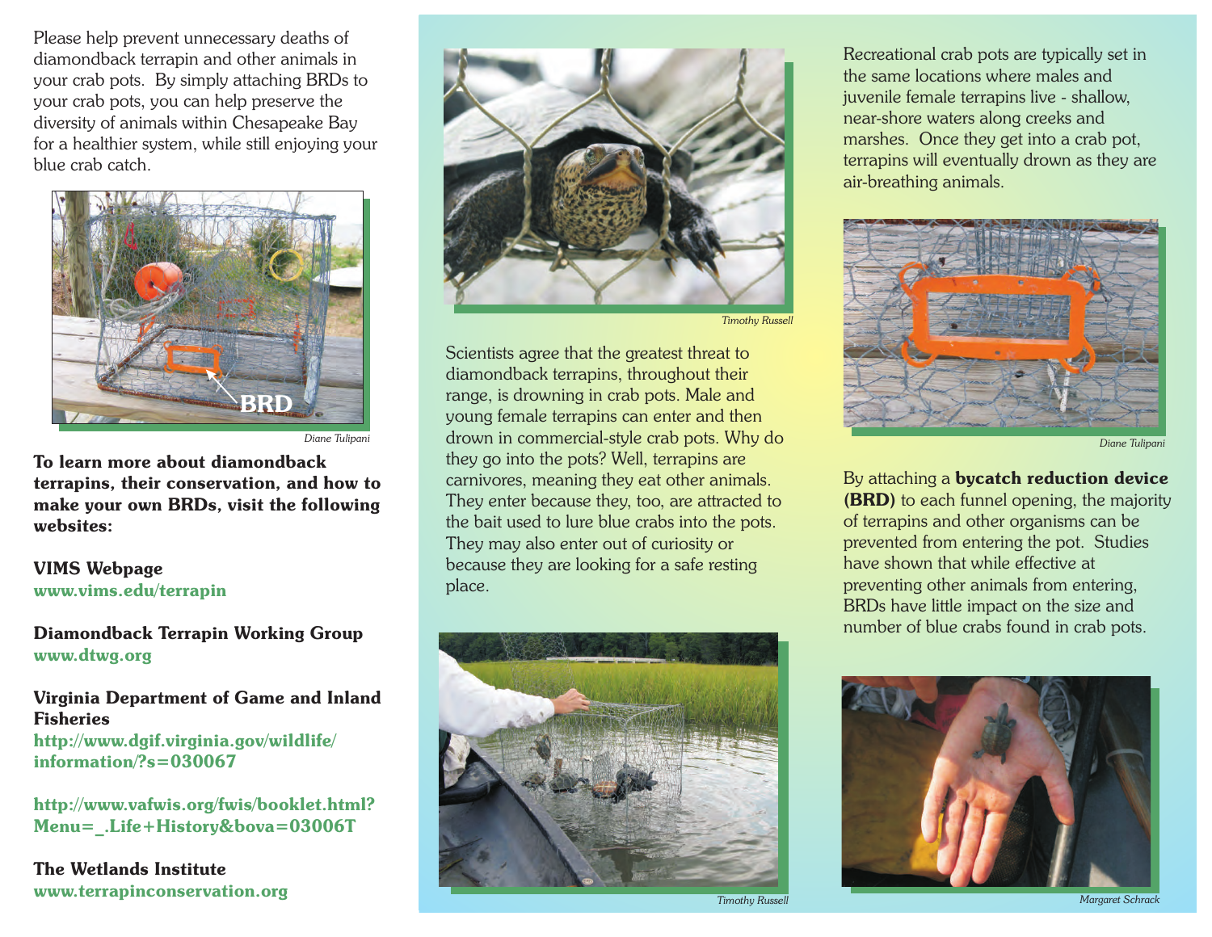Please help prevent unnecessary deaths of diamondback terrapin and other animals in your crab pots. By simply attaching BRDs to your crab pots, you can help preserve the diversity of animals within Chesapeake Bay for a healthier system, while still enjoying your blue crab catch.

BRD

*Diane Tulipani*

**To learn more about diamondback terrapins, their conservation, and how to make your own BRDs, visit the following websites:**

**VIMS Webpage**
**www.vims.edu/terrapin**

**Diamondback Terrapin Working Group**
**www.dtwg.org**

**Virginia Department of Game and Inland Fisheries**
**http://www.dgif.virginia.gov/wildlife/information/?s=030067**

**http://www.vafwis.org/fwis/booklet.html?Menu=_.Life+History&bova=03006T**

**The Wetlands Institute**
**www.terrapinconservation.org**

*Timothy Russell*

Scientists agree that the greatest threat to diamondback terrapins, throughout their range, is drowning in crab pots. Male and young female terrapins can enter and then drown in commercial-style crab pots. Why do they go into the pots? Well, terrapins are carnivores, meaning they eat other animals. They enter because they, too, are attracted to the bait used to lure blue crabs into the pots. They may also enter out of curiosity or because they are looking for a safe resting place.

*Timothy Russell*

Recreational crab pots are typically set in the same locations where males and juvenile female terrapins live - shallow, near-shore waters along creeks and marshes. Once they get into a crab pot, terrapins will eventually drown as they are air-breathing animals.

*Diane Tulipani*

By attaching a **bycatch reduction device (BRD)** to each funnel opening, the majority of terrapins and other organisms can be prevented from entering the pot. Studies have shown that while effective at preventing other animals from entering, BRDs have little impact on the size and number of blue crabs found in crab pots.

*Margaret Schrack*